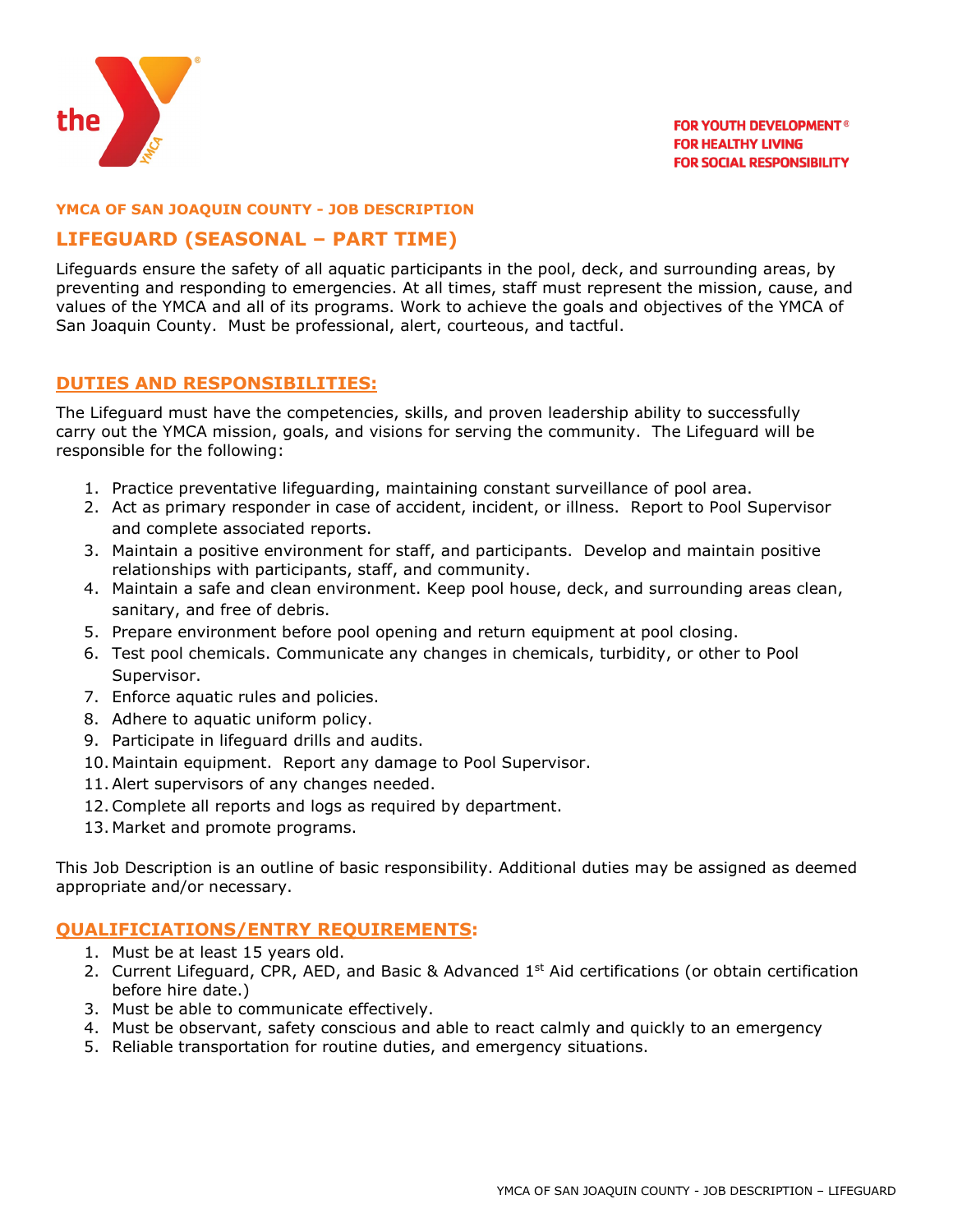FOR YOUTH DEVELOPMENT®
FOR HEALTHY LIVING
FOR SOCIAL RESPONSIBILITY

**YMCA OF SAN JOAQUIN COUNTY - JOB DESCRIPTION**

# LIFEGUARD (SEASONAL – PART TIME)

Lifeguards ensure the safety of all aquatic participants in the pool, deck, and surrounding areas, by preventing and responding to emergencies. At all times, staff must represent the mission, cause, and values of the YMCA and all of its programs. Work to achieve the goals and objectives of the YMCA of San Joaquin County. Must be professional, alert, courteous, and tactful.

## DUTIES AND RESPONSIBILITIES:

The Lifeguard must have the competencies, skills, and proven leadership ability to successfully carry out the YMCA mission, goals, and visions for serving the community. The Lifeguard will be responsible for the following:

1. Practice preventative lifeguarding, maintaining constant surveillance of pool area.
2. Act as primary responder in case of accident, incident, or illness. Report to Pool Supervisor and complete associated reports.
3. Maintain a positive environment for staff, and participants. Develop and maintain positive relationships with participants, staff, and community.
4. Maintain a safe and clean environment. Keep pool house, deck, and surrounding areas clean, sanitary, and free of debris.
5. Prepare environment before pool opening and return equipment at pool closing.
6. Test pool chemicals. Communicate any changes in chemicals, turbidity, or other to Pool Supervisor.
7. Enforce aquatic rules and policies.
8. Adhere to aquatic uniform policy.
9. Participate in lifeguard drills and audits.
10. Maintain equipment. Report any damage to Pool Supervisor.
11. Alert supervisors of any changes needed.
12. Complete all reports and logs as required by department.
13. Market and promote programs.

This Job Description is an outline of basic responsibility. Additional duties may be assigned as deemed appropriate and/or necessary.

## QUALIFICIATIONS/ENTRY REQUIREMENTS:

1. Must be at least 15 years old.
2. Current Lifeguard, CPR, AED, and Basic & Advanced 1st Aid certifications (or obtain certification before hire date.)
3. Must be able to communicate effectively.
4. Must be observant, safety conscious and able to react calmly and quickly to an emergency
5. Reliable transportation for routine duties, and emergency situations.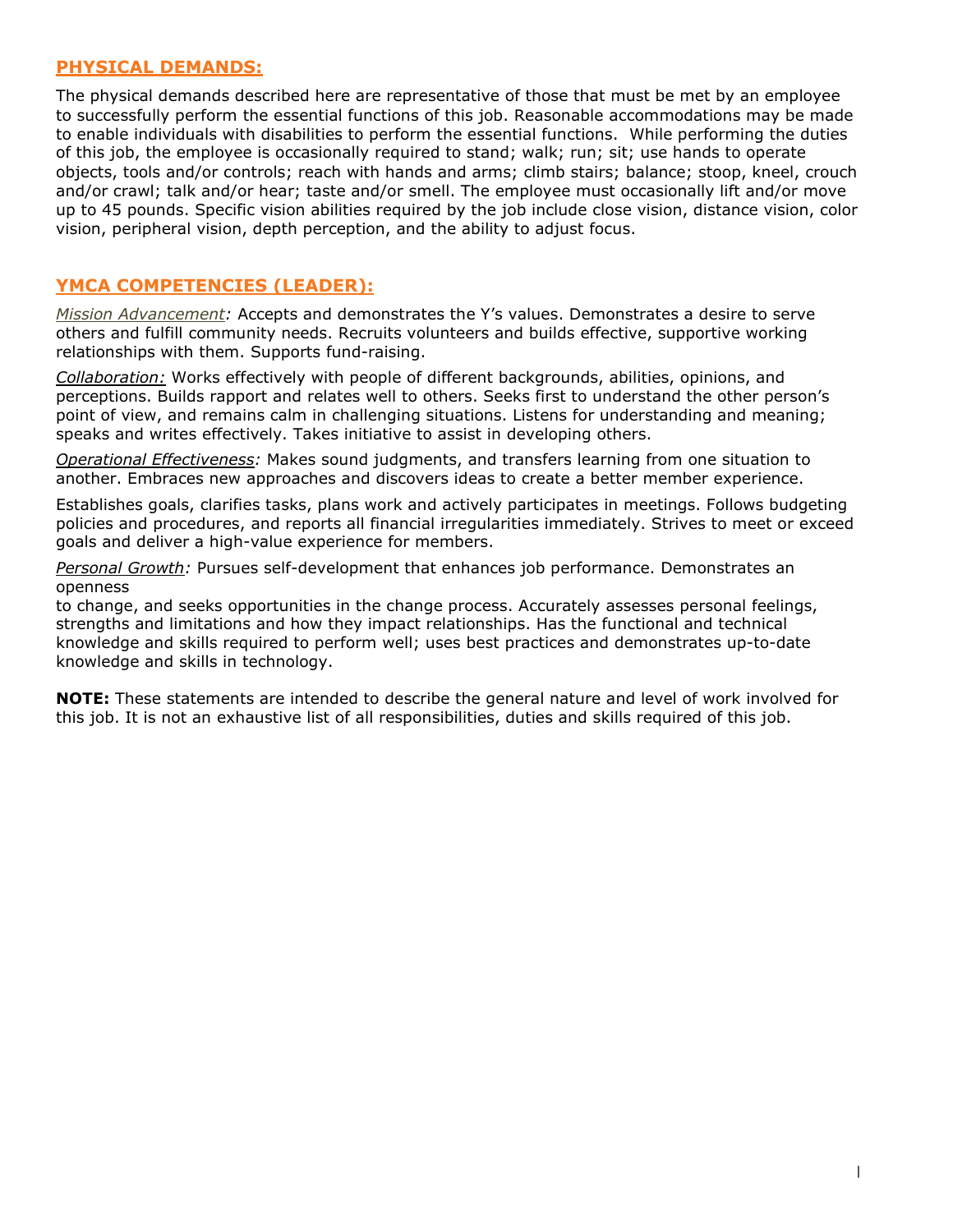## PHYSICAL DEMANDS:

The physical demands described here are representative of those that must be met by an employee to successfully perform the essential functions of this job. Reasonable accommodations may be made to enable individuals with disabilities to perform the essential functions. While performing the duties of this job, the employee is occasionally required to stand; walk; run; sit; use hands to operate objects, tools and/or controls; reach with hands and arms; climb stairs; balance; stoop, kneel, crouch and/or crawl; talk and/or hear; taste and/or smell. The employee must occasionally lift and/or move up to 45 pounds. Specific vision abilities required by the job include close vision, distance vision, color vision, peripheral vision, depth perception, and the ability to adjust focus.

## YMCA COMPETENCIES (LEADER):

*Mission Advancement:* Accepts and demonstrates the Y's values. Demonstrates a desire to serve others and fulfill community needs. Recruits volunteers and builds effective, supportive working relationships with them. Supports fund-raising.

*Collaboration:* Works effectively with people of different backgrounds, abilities, opinions, and perceptions. Builds rapport and relates well to others. Seeks first to understand the other person's point of view, and remains calm in challenging situations. Listens for understanding and meaning; speaks and writes effectively. Takes initiative to assist in developing others.

*Operational Effectiveness:* Makes sound judgments, and transfers learning from one situation to another. Embraces new approaches and discovers ideas to create a better member experience.

Establishes goals, clarifies tasks, plans work and actively participates in meetings. Follows budgeting policies and procedures, and reports all financial irregularities immediately. Strives to meet or exceed goals and deliver a high-value experience for members.

*Personal Growth:* Pursues self-development that enhances job performance. Demonstrates an openness
to change, and seeks opportunities in the change process. Accurately assesses personal feelings, strengths and limitations and how they impact relationships. Has the functional and technical knowledge and skills required to perform well; uses best practices and demonstrates up-to-date knowledge and skills in technology.

**NOTE:** These statements are intended to describe the general nature and level of work involved for this job. It is not an exhaustive list of all responsibilities, duties and skills required of this job.